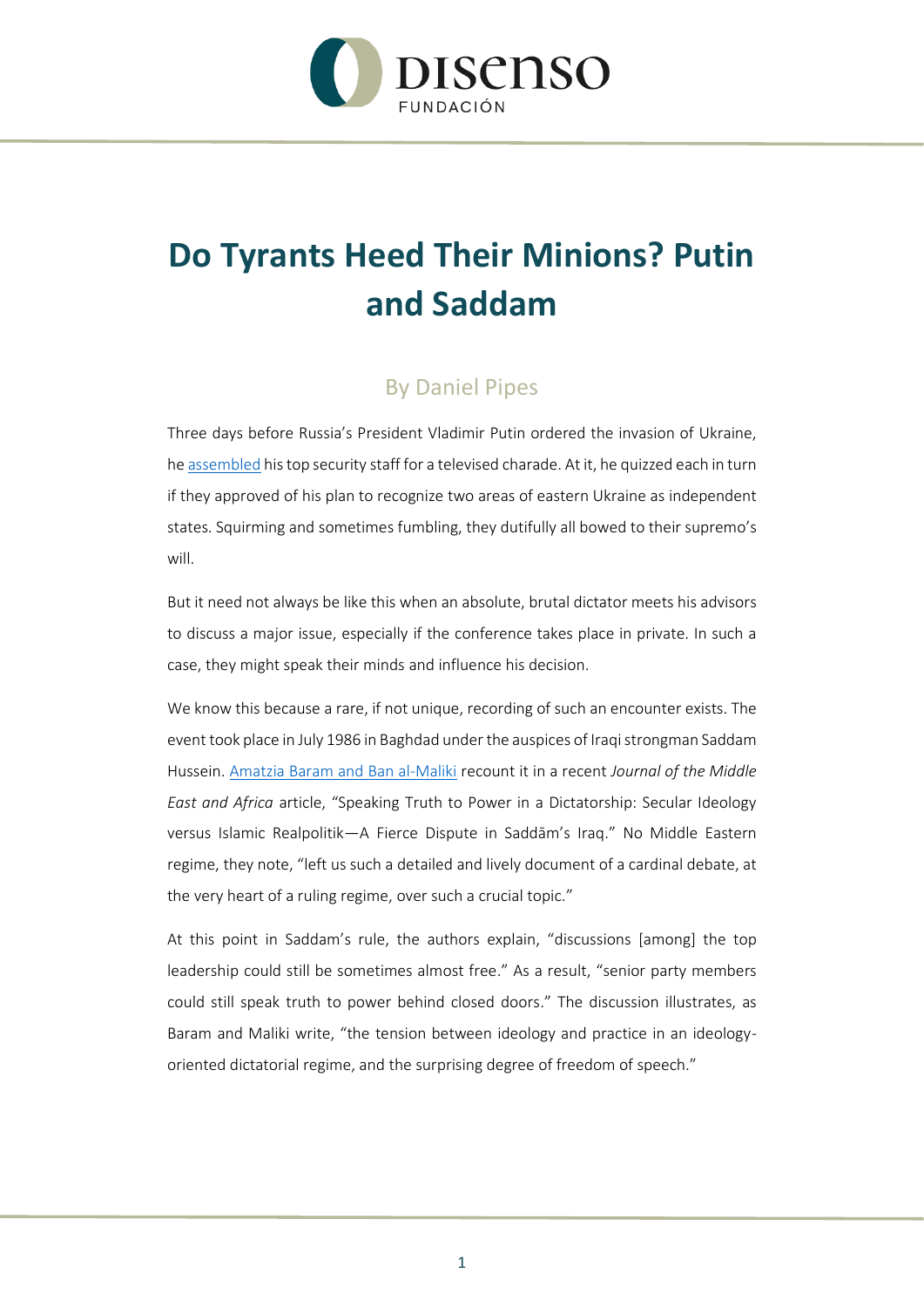# Do Tyrants Heed Their Minions? Putin and Saddam

## By Daniel Pipes

Three days before Russia's President Vladimir Putin ordered the invasion of Ukraine, he assembled his top security staff for a televised charade. At it, he quizzed each in turn if they approved of his plan to recognize two areas of eastern Ukraine as independent states. Squirming and sometimes fumbling, they dutifully all bowed to their supremo's will.

But it need not always be like this when an absolute, brutal dictator meets his advisors to discuss a major issue, especially if the conference takes place in private. In such a case, they might speak their minds and influence his decision.

We know this because a rare, if not unique, recording of such an encounter exists. The event took place in July 1986 in Baghdad under the auspices of Iraqi strongman Saddam Hussein. Amatzia Baram and Ban al-Maliki recount it in a recent *Journal of the Middle East and Africa* article, "Speaking Truth to Power in a Dictatorship: Secular Ideology versus Islamic Realpolitik—A Fierce Dispute in Saddām's Iraq." No Middle Eastern regime, they note, "left us such a detailed and lively document of a cardinal debate, at the very heart of a ruling regime, over such a crucial topic."

At this point in Saddam's rule, the authors explain, "discussions [among] the top leadership could still be sometimes almost free." As a result, "senior party members could still speak truth to power behind closed doors." The discussion illustrates, as Baram and Maliki write, "the tension between ideology and practice in an ideology-oriented dictatorial regime, and the surprising degree of freedom of speech."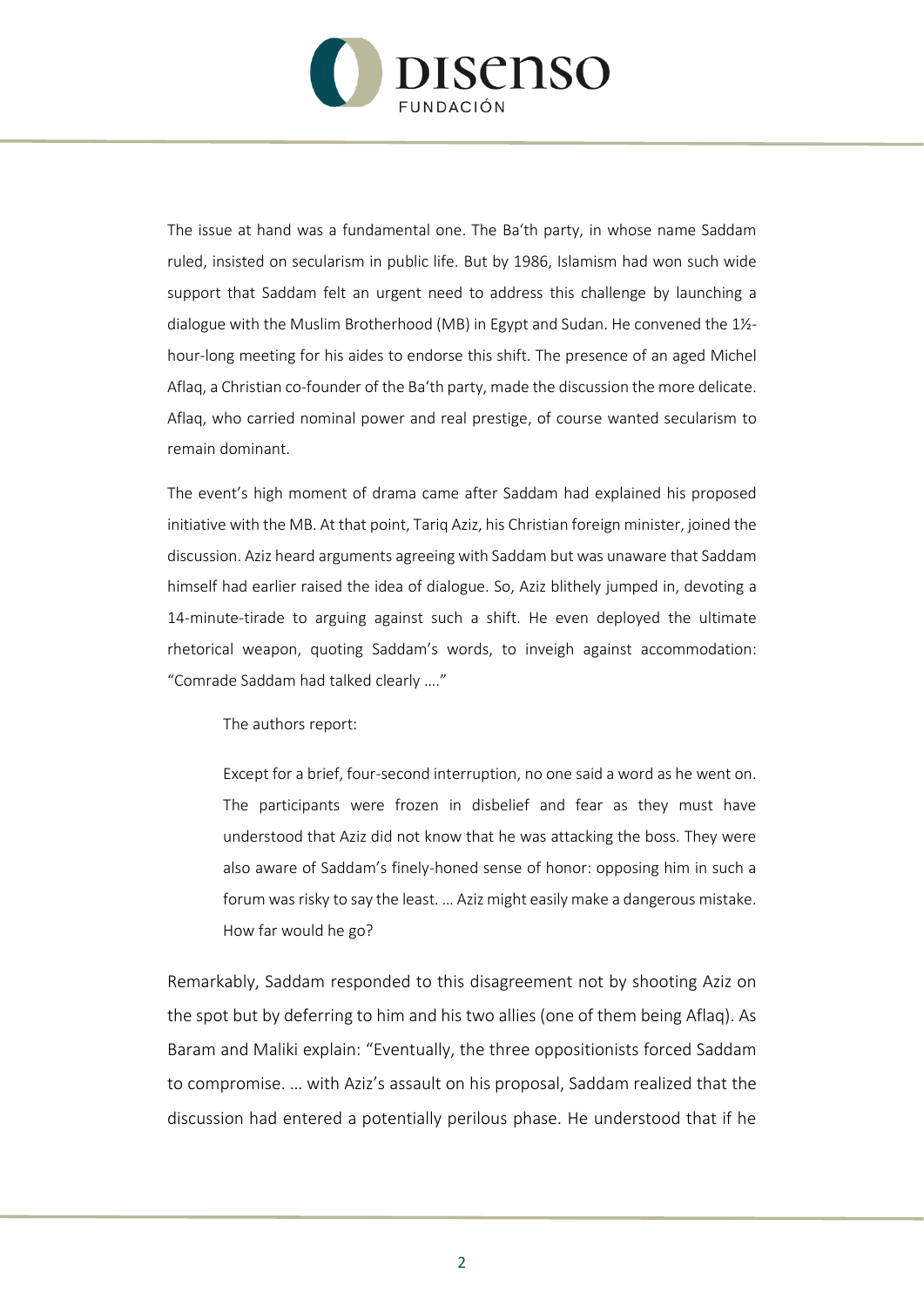The issue at hand was a fundamental one. The Ba'th party, in whose name Saddam ruled, insisted on secularism in public life. But by 1986, Islamism had won such wide support that Saddam felt an urgent need to address this challenge by launching a dialogue with the Muslim Brotherhood (MB) in Egypt and Sudan. He convened the 1½-hour-long meeting for his aides to endorse this shift. The presence of an aged Michel Aflaq, a Christian co-founder of the Ba'th party, made the discussion the more delicate. Aflaq, who carried nominal power and real prestige, of course wanted secularism to remain dominant.

The event's high moment of drama came after Saddam had explained his proposed initiative with the MB. At that point, Tariq Aziz, his Christian foreign minister, joined the discussion. Aziz heard arguments agreeing with Saddam but was unaware that Saddam himself had earlier raised the idea of dialogue. So, Aziz blithely jumped in, devoting a 14-minute-tirade to arguing against such a shift. He even deployed the ultimate rhetorical weapon, quoting Saddam's words, to inveigh against accommodation: "Comrade Saddam had talked clearly …."

The authors report:

> Except for a brief, four-second interruption, no one said a word as he went on. The participants were frozen in disbelief and fear as they must have understood that Aziz did not know that he was attacking the boss. They were also aware of Saddam's finely-honed sense of honor: opposing him in such a forum was risky to say the least. … Aziz might easily make a dangerous mistake. How far would he go?

Remarkably, Saddam responded to this disagreement not by shooting Aziz on the spot but by deferring to him and his two allies (one of them being Aflaq). As Baram and Maliki explain: "Eventually, the three oppositionists forced Saddam to compromise. … with Aziz's assault on his proposal, Saddam realized that the discussion had entered a potentially perilous phase. He understood that if he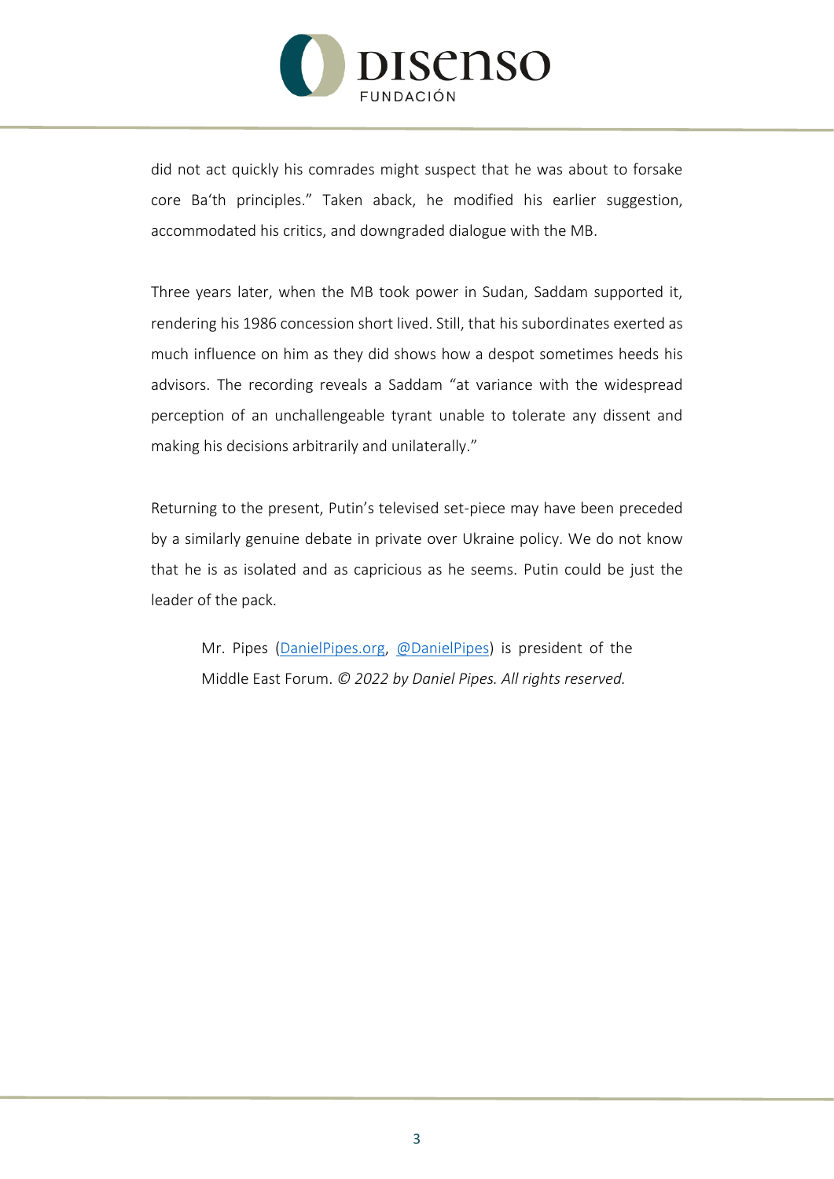did not act quickly his comrades might suspect that he was about to forsake core Ba'th principles." Taken aback, he modified his earlier suggestion, accommodated his critics, and downgraded dialogue with the MB.

Three years later, when the MB took power in Sudan, Saddam supported it, rendering his 1986 concession short lived. Still, that his subordinates exerted as much influence on him as they did shows how a despot sometimes heeds his advisors. The recording reveals a Saddam "at variance with the widespread perception of an unchallengeable tyrant unable to tolerate any dissent and making his decisions arbitrarily and unilaterally."

Returning to the present, Putin's televised set-piece may have been preceded by a similarly genuine debate in private over Ukraine policy. We do not know that he is as isolated and as capricious as he seems. Putin could be just the leader of the pack.

> Mr. Pipes ([DanielPipes.org](https://www.danielpipes.org), [@DanielPipes](https://twitter.com/DanielPipes)) is president of the Middle East Forum. *© 2022 by Daniel Pipes. All rights reserved.*